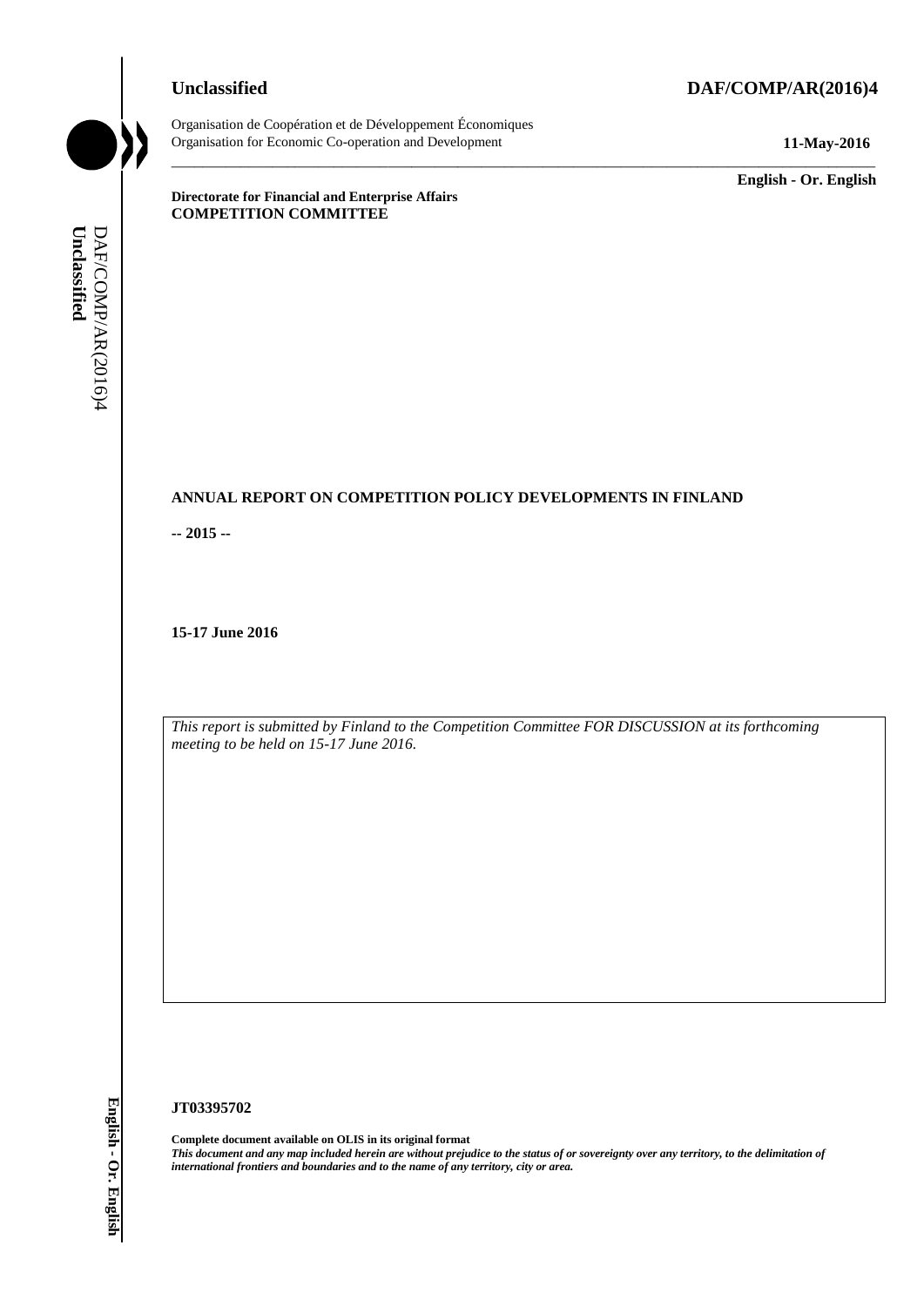**Unclassified** **DAF/COMP/AR(2016)4**

Organisation de Coopération et de Développement Économiques
Organisation for Economic Co-operation and Development **11-May-2016**

**English - Or. English**

**Directorate for Financial and Enterprise Affairs**
**COMPETITION COMMITTEE**

**ANNUAL REPORT ON COMPETITION POLICY DEVELOPMENTS IN FINLAND**

**-- 2015 --**

**15-17 June 2016**

*This report is submitted by Finland to the Competition Committee FOR DISCUSSION at its forthcoming meeting to be held on 15-17 June 2016.*

**JT03395702**

**Complete document available on OLIS in its original format**
***This document and any map included herein are without prejudice to the status of or sovereignty over any territory, to the delimitation of international frontiers and boundaries and to the name of any territory, city or area.***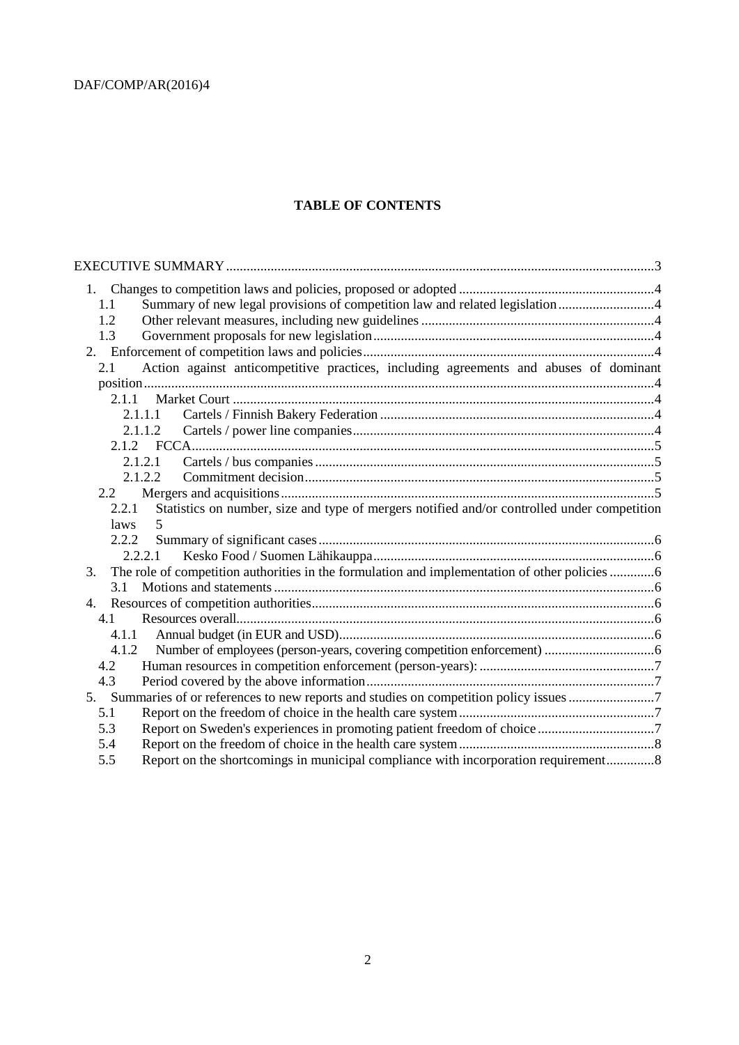**TABLE OF CONTENTS**

EXECUTIVE SUMMARY ........................................................................................................................... 3

1. Changes to competition laws and policies, proposed or adopted ......................................................... 4
   - 1.1 Summary of new legal provisions of competition law and related legislation ............................ 4
   - 1.2 Other relevant measures, including new guidelines .................................................................... 4
   - 1.3 Government proposals for new legislation .................................................................................. 4
2. Enforcement of competition laws and policies ...................................................................................... 4
   - 2.1 Action against anticompetitive practices, including agreements and abuses of dominant position ...................................................................................................................................................... 4
     - 2.1.1 Market Court ............................................................................................................................ 4
       - 2.1.1.1 Cartels / Finnish Bakery Federation ................................................................................. 4
       - 2.1.1.2 Cartels / power line companies ........................................................................................ 4
     - 2.1.2 FCCA ........................................................................................................................................ 5
       - 2.1.2.1 Cartels / bus companies .................................................................................................... 5
       - 2.1.2.2 Commitment decision ....................................................................................................... 5
   - 2.2 Mergers and acquisitions ............................................................................................................... 5
     - 2.2.1 Statistics on number, size and type of mergers notified and/or controlled under competition laws 5
     - 2.2.2 Summary of significant cases ................................................................................................... 6
       - 2.2.2.1 Kesko Food / Suomen Lähikauppa .................................................................................. 6
3. The role of competition authorities in the formulation and implementation of other policies ............. 6
   - 3.1 Motions and statements ................................................................................................................. 6
4. Resources of competition authorities ..................................................................................................... 6
   - 4.1 Resources overall ........................................................................................................................... 6
     - 4.1.1 Annual budget (in EUR and USD) ............................................................................................ 6
     - 4.1.2 Number of employees (person-years, covering competition enforcement) ................................ 6
   - 4.2 Human resources in competition enforcement (person-years): .................................................... 7
   - 4.3 Period covered by the above information ..................................................................................... 7
5. Summaries of or references to new reports and studies on competition policy issues ......................... 7
   - 5.1 Report on the freedom of choice in the health care system .......................................................... 7
   - 5.3 Report on Sweden's experiences in promoting patient freedom of choice .................................. 7
   - 5.4 Report on the freedom of choice in the health care system .......................................................... 8
   - 5.5 Report on the shortcomings in municipal compliance with incorporation requirement .............. 8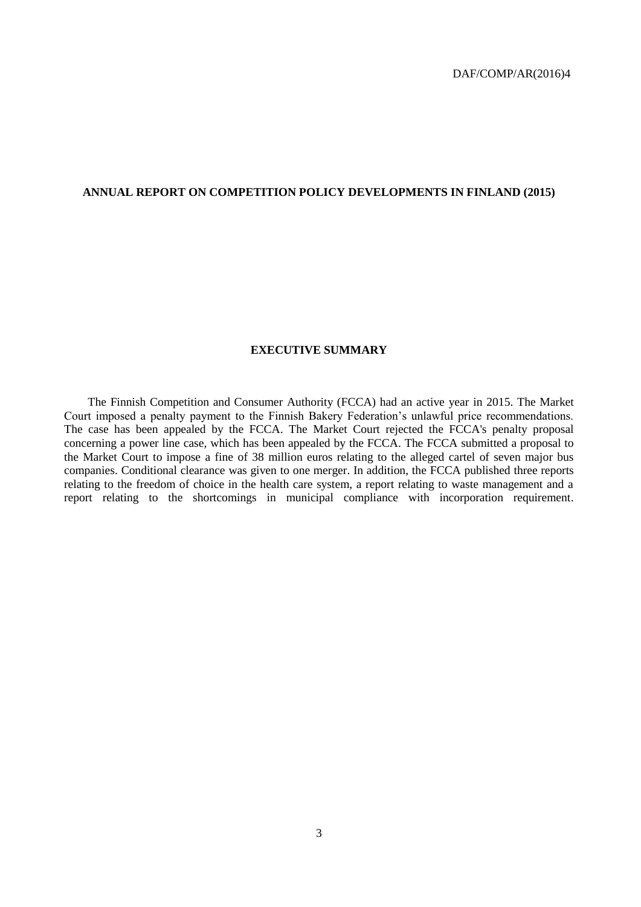# ANNUAL REPORT ON COMPETITION POLICY DEVELOPMENTS IN FINLAND (2015)

## EXECUTIVE SUMMARY

The Finnish Competition and Consumer Authority (FCCA) had an active year in 2015. The Market Court imposed a penalty payment to the Finnish Bakery Federation's unlawful price recommendations. The case has been appealed by the FCCA. The Market Court rejected the FCCA's penalty proposal concerning a power line case, which has been appealed by the FCCA. The FCCA submitted a proposal to the Market Court to impose a fine of 38 million euros relating to the alleged cartel of seven major bus companies. Conditional clearance was given to one merger. In addition, the FCCA published three reports relating to the freedom of choice in the health care system, a report relating to waste management and a report relating to the shortcomings in municipal compliance with incorporation requirement.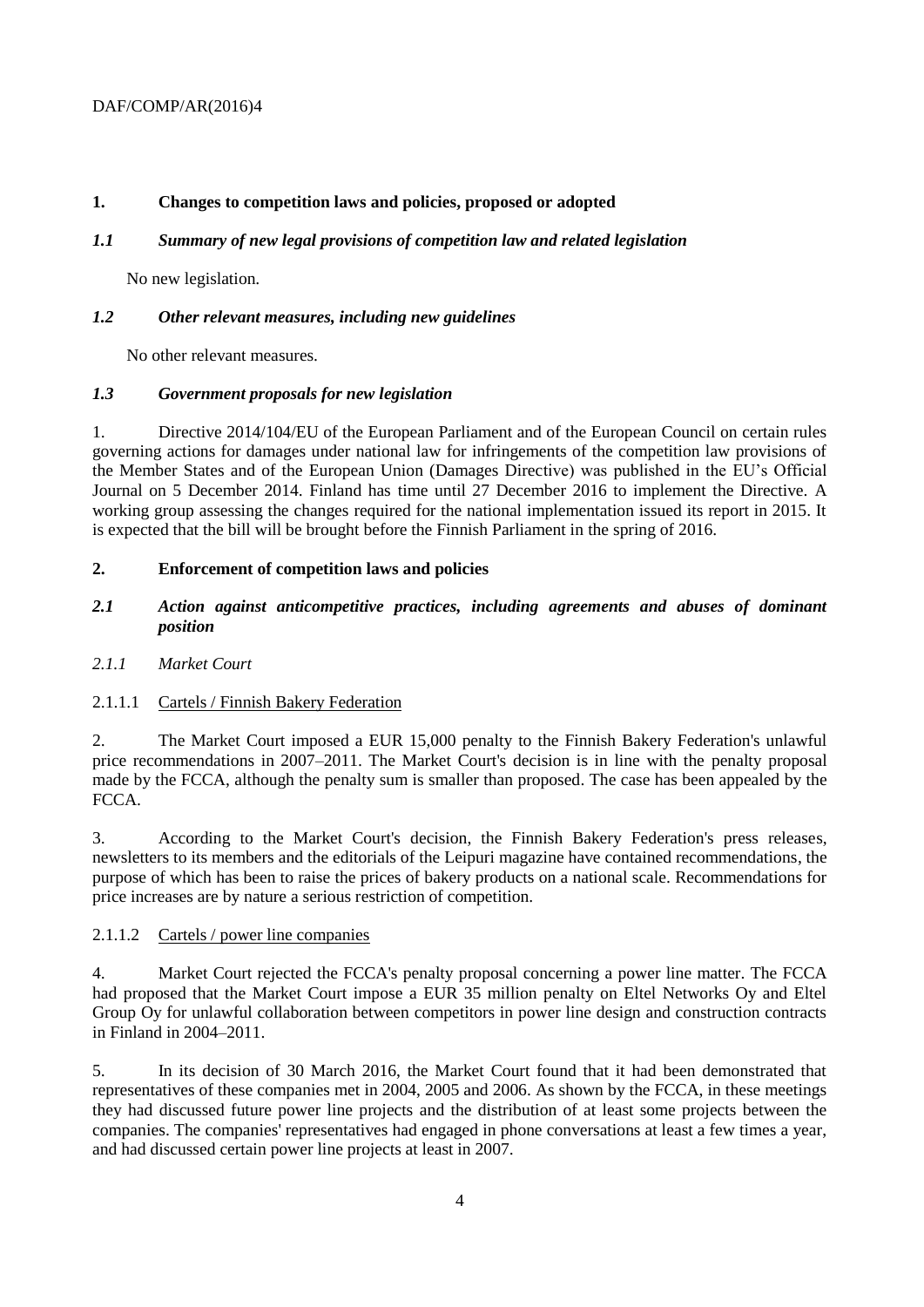## 1. Changes to competition laws and policies, proposed or adopted

### *1.1 Summary of new legal provisions of competition law and related legislation*

No new legislation.

### *1.2 Other relevant measures, including new guidelines*

No other relevant measures.

### *1.3 Government proposals for new legislation*

1. Directive 2014/104/EU of the European Parliament and of the European Council on certain rules governing actions for damages under national law for infringements of the competition law provisions of the Member States and of the European Union (Damages Directive) was published in the EU's Official Journal on 5 December 2014. Finland has time until 27 December 2016 to implement the Directive. A working group assessing the changes required for the national implementation issued its report in 2015. It is expected that the bill will be brought before the Finnish Parliament in the spring of 2016.

## 2. Enforcement of competition laws and policies

### *2.1 Action against anticompetitive practices, including agreements and abuses of dominant position*

#### *2.1.1 Market Court*

##### 2.1.1.1 Cartels / Finnish Bakery Federation

2. The Market Court imposed a EUR 15,000 penalty to the Finnish Bakery Federation's unlawful price recommendations in 2007–2011. The Market Court's decision is in line with the penalty proposal made by the FCCA, although the penalty sum is smaller than proposed. The case has been appealed by the FCCA.

3. According to the Market Court's decision, the Finnish Bakery Federation's press releases, newsletters to its members and the editorials of the Leipuri magazine have contained recommendations, the purpose of which has been to raise the prices of bakery products on a national scale. Recommendations for price increases are by nature a serious restriction of competition.

##### 2.1.1.2 Cartels / power line companies

4. Market Court rejected the FCCA's penalty proposal concerning a power line matter. The FCCA had proposed that the Market Court impose a EUR 35 million penalty on Eltel Networks Oy and Eltel Group Oy for unlawful collaboration between competitors in power line design and construction contracts in Finland in 2004–2011.

5. In its decision of 30 March 2016, the Market Court found that it had been demonstrated that representatives of these companies met in 2004, 2005 and 2006. As shown by the FCCA, in these meetings they had discussed future power line projects and the distribution of at least some projects between the companies. The companies' representatives had engaged in phone conversations at least a few times a year, and had discussed certain power line projects at least in 2007.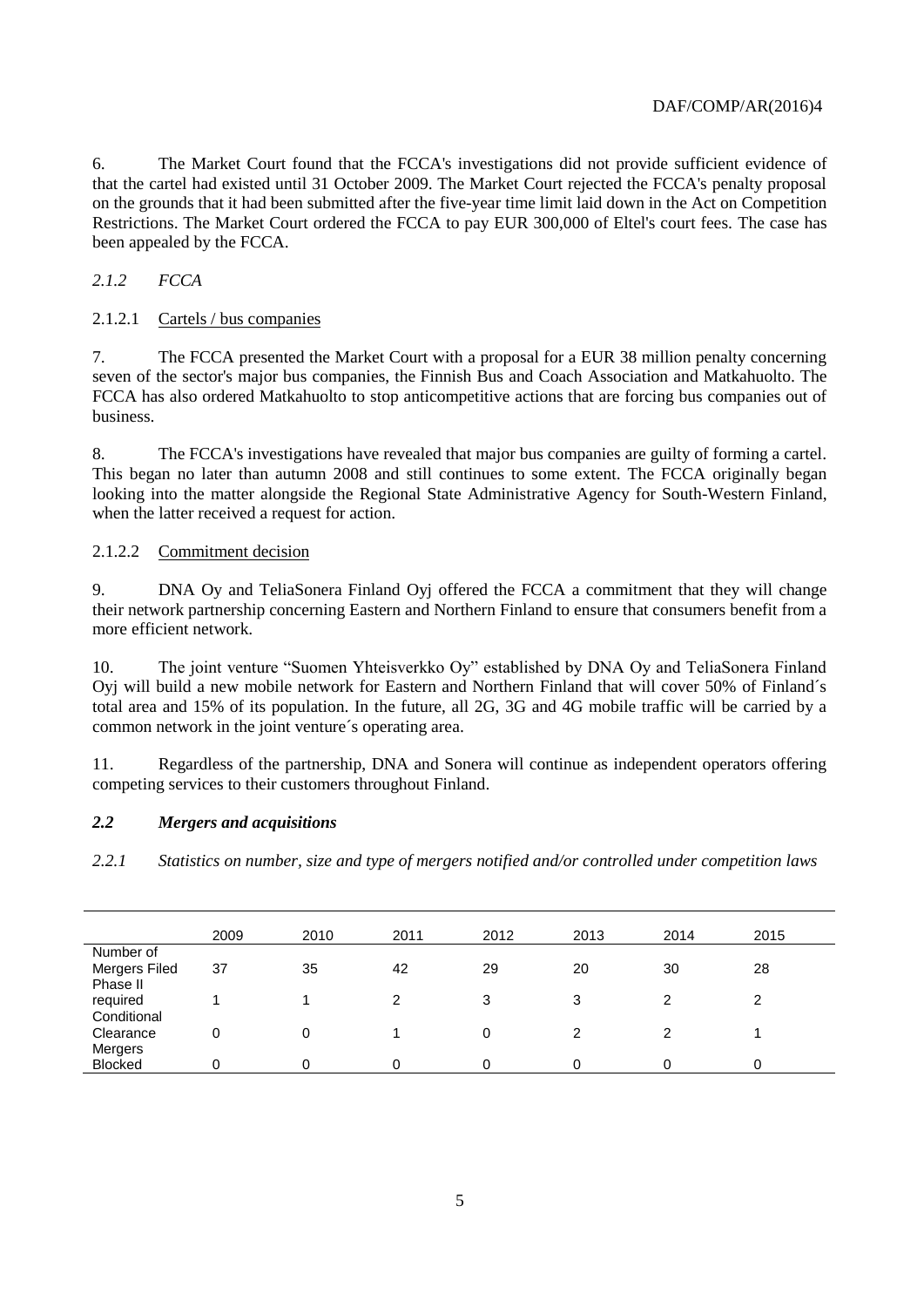6. The Market Court found that the FCCA's investigations did not provide sufficient evidence of that the cartel had existed until 31 October 2009. The Market Court rejected the FCCA's penalty proposal on the grounds that it had been submitted after the five-year time limit laid down in the Act on Competition Restrictions. The Market Court ordered the FCCA to pay EUR 300,000 of Eltel's court fees. The case has been appealed by the FCCA.

### *2.1.2 FCCA*

#### 2.1.2.1 Cartels / bus companies

7. The FCCA presented the Market Court with a proposal for a EUR 38 million penalty concerning seven of the sector's major bus companies, the Finnish Bus and Coach Association and Matkahuolto. The FCCA has also ordered Matkahuolto to stop anticompetitive actions that are forcing bus companies out of business.

8. The FCCA's investigations have revealed that major bus companies are guilty of forming a cartel. This began no later than autumn 2008 and still continues to some extent. The FCCA originally began looking into the matter alongside the Regional State Administrative Agency for South-Western Finland, when the latter received a request for action.

#### 2.1.2.2 Commitment decision

9. DNA Oy and TeliaSonera Finland Oyj offered the FCCA a commitment that they will change their network partnership concerning Eastern and Northern Finland to ensure that consumers benefit from a more efficient network.

10. The joint venture "Suomen Yhteisverkko Oy" established by DNA Oy and TeliaSonera Finland Oyj will build a new mobile network for Eastern and Northern Finland that will cover 50% of Finland´s total area and 15% of its population. In the future, all 2G, 3G and 4G mobile traffic will be carried by a common network in the joint venture´s operating area.

11. Regardless of the partnership, DNA and Sonera will continue as independent operators offering competing services to their customers throughout Finland.

## ***2.2 Mergers and acquisitions***

### *2.2.1 Statistics on number, size and type of mergers notified and/or controlled under competition laws*

| | 2009 | 2010 | 2011 | 2012 | 2013 | 2014 | 2015 |
|---|---|---|---|---|---|---|---|
| Number of Mergers Filed | 37 | 35 | 42 | 29 | 20 | 30 | 28 |
| Phase II required | 1 | 1 | 2 | 3 | 3 | 2 | 2 |
| Conditional Clearance | 0 | 0 | 1 | 0 | 2 | 2 | 1 |
| Mergers Blocked | 0 | 0 | 0 | 0 | 0 | 0 | 0 |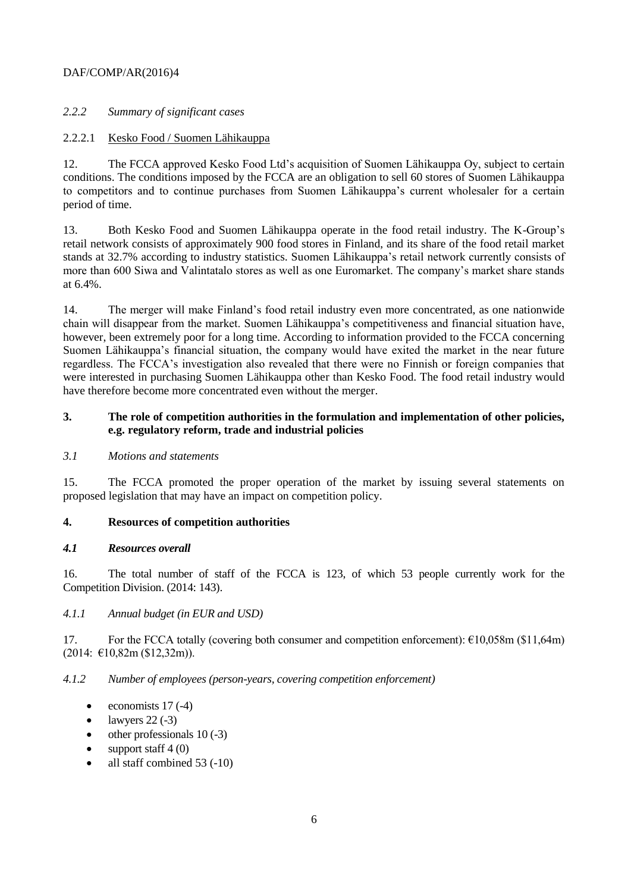### *2.2.2 Summary of significant cases*

#### 2.2.2.1 Kesko Food / Suomen Lähikauppa

12. The FCCA approved Kesko Food Ltd's acquisition of Suomen Lähikauppa Oy, subject to certain conditions. The conditions imposed by the FCCA are an obligation to sell 60 stores of Suomen Lähikauppa to competitors and to continue purchases from Suomen Lähikauppa's current wholesaler for a certain period of time.

13. Both Kesko Food and Suomen Lähikauppa operate in the food retail industry. The K-Group's retail network consists of approximately 900 food stores in Finland, and its share of the food retail market stands at 32.7% according to industry statistics. Suomen Lähikauppa's retail network currently consists of more than 600 Siwa and Valintatalo stores as well as one Euromarket. The company's market share stands at 6.4%.

14. The merger will make Finland's food retail industry even more concentrated, as one nationwide chain will disappear from the market. Suomen Lähikauppa's competitiveness and financial situation have, however, been extremely poor for a long time. According to information provided to the FCCA concerning Suomen Lähikauppa's financial situation, the company would have exited the market in the near future regardless. The FCCA's investigation also revealed that there were no Finnish or foreign companies that were interested in purchasing Suomen Lähikauppa other than Kesko Food. The food retail industry would have therefore become more concentrated even without the merger.

## 3. The role of competition authorities in the formulation and implementation of other policies, e.g. regulatory reform, trade and industrial policies

### *3.1 Motions and statements*

15. The FCCA promoted the proper operation of the market by issuing several statements on proposed legislation that may have an impact on competition policy.

## 4. Resources of competition authorities

### ***4.1 Resources overall***

16. The total number of staff of the FCCA is 123, of which 53 people currently work for the Competition Division. (2014: 143).

#### *4.1.1 Annual budget (in EUR and USD)*

17. For the FCCA totally (covering both consumer and competition enforcement): €10,058m ($11,64m) (2014: €10,82m ($12,32m)).

#### *4.1.2 Number of employees (person-years, covering competition enforcement)*

- economists 17 (-4)
- lawyers 22 (-3)
- other professionals 10 (-3)
- support staff 4 (0)
- all staff combined 53 (-10)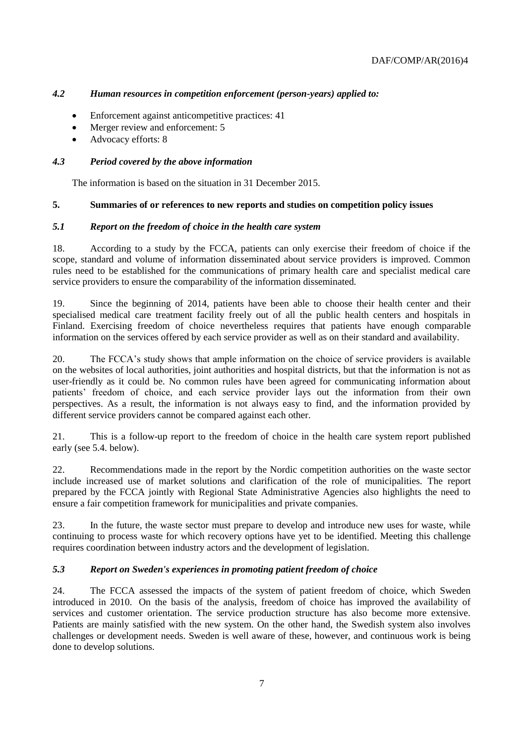### *4.2 Human resources in competition enforcement (person-years) applied to:*

- Enforcement against anticompetitive practices: 41
- Merger review and enforcement: 5
- Advocacy efforts: 8

### *4.3 Period covered by the above information*

The information is based on the situation in 31 December 2015.

## 5. Summaries of or references to new reports and studies on competition policy issues

### *5.1 Report on the freedom of choice in the health care system*

18. According to a study by the FCCA, patients can only exercise their freedom of choice if the scope, standard and volume of information disseminated about service providers is improved. Common rules need to be established for the communications of primary health care and specialist medical care service providers to ensure the comparability of the information disseminated.

19. Since the beginning of 2014, patients have been able to choose their health center and their specialised medical care treatment facility freely out of all the public health centers and hospitals in Finland. Exercising freedom of choice nevertheless requires that patients have enough comparable information on the services offered by each service provider as well as on their standard and availability.

20. The FCCA's study shows that ample information on the choice of service providers is available on the websites of local authorities, joint authorities and hospital districts, but that the information is not as user-friendly as it could be. No common rules have been agreed for communicating information about patients' freedom of choice, and each service provider lays out the information from their own perspectives. As a result, the information is not always easy to find, and the information provided by different service providers cannot be compared against each other.

21. This is a follow-up report to the freedom of choice in the health care system report published early (see 5.4. below).

22. Recommendations made in the report by the Nordic competition authorities on the waste sector include increased use of market solutions and clarification of the role of municipalities. The report prepared by the FCCA jointly with Regional State Administrative Agencies also highlights the need to ensure a fair competition framework for municipalities and private companies.

23. In the future, the waste sector must prepare to develop and introduce new uses for waste, while continuing to process waste for which recovery options have yet to be identified. Meeting this challenge requires coordination between industry actors and the development of legislation.

### *5.3 Report on Sweden's experiences in promoting patient freedom of choice*

24. The FCCA assessed the impacts of the system of patient freedom of choice, which Sweden introduced in 2010. On the basis of the analysis, freedom of choice has improved the availability of services and customer orientation. The service production structure has also become more extensive. Patients are mainly satisfied with the new system. On the other hand, the Swedish system also involves challenges or development needs. Sweden is well aware of these, however, and continuous work is being done to develop solutions.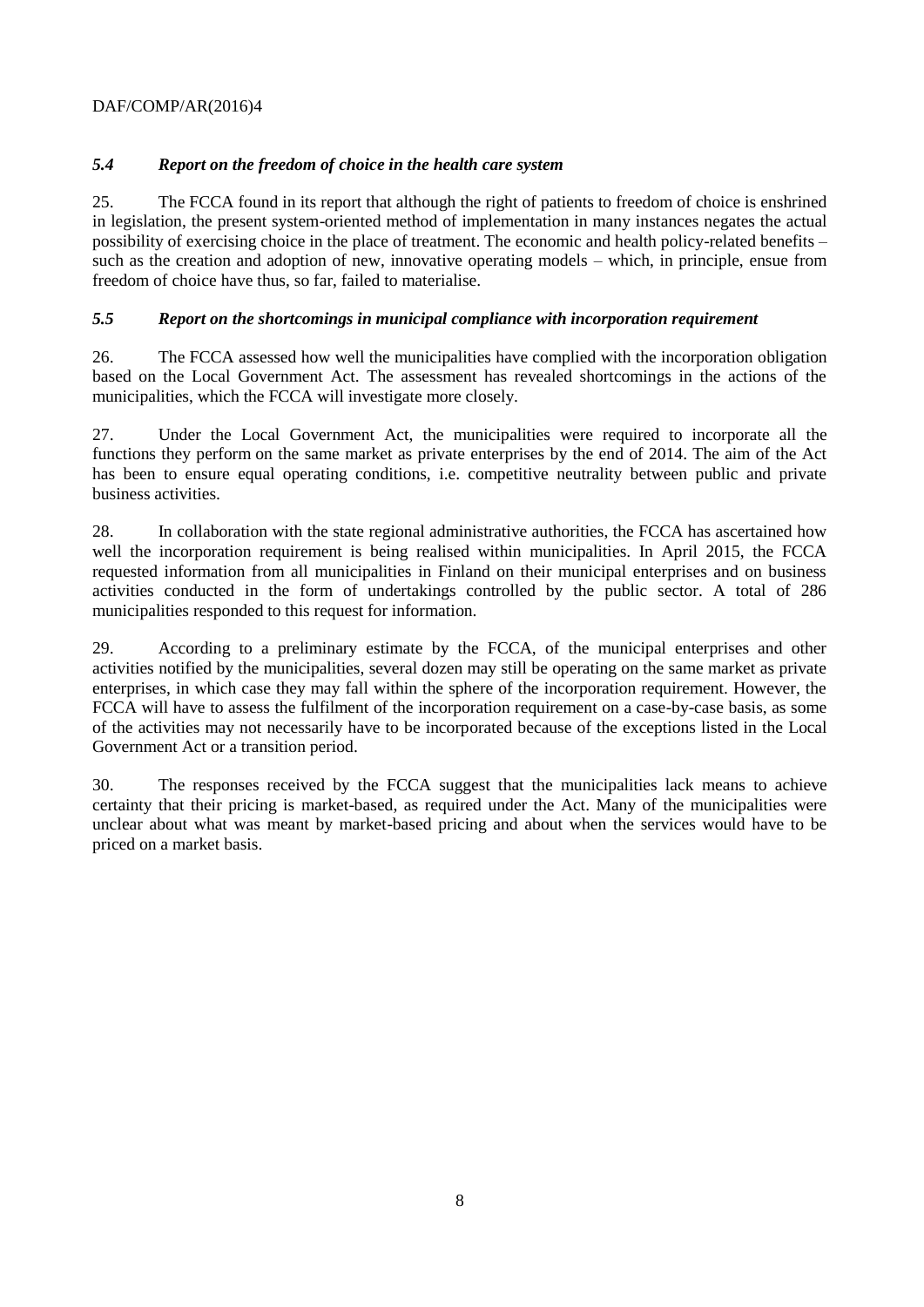### *5.4 Report on the freedom of choice in the health care system*

25. The FCCA found in its report that although the right of patients to freedom of choice is enshrined in legislation, the present system-oriented method of implementation in many instances negates the actual possibility of exercising choice in the place of treatment. The economic and health policy-related benefits – such as the creation and adoption of new, innovative operating models – which, in principle, ensue from freedom of choice have thus, so far, failed to materialise.

### *5.5 Report on the shortcomings in municipal compliance with incorporation requirement*

26. The FCCA assessed how well the municipalities have complied with the incorporation obligation based on the Local Government Act. The assessment has revealed shortcomings in the actions of the municipalities, which the FCCA will investigate more closely.

27. Under the Local Government Act, the municipalities were required to incorporate all the functions they perform on the same market as private enterprises by the end of 2014. The aim of the Act has been to ensure equal operating conditions, i.e. competitive neutrality between public and private business activities.

28. In collaboration with the state regional administrative authorities, the FCCA has ascertained how well the incorporation requirement is being realised within municipalities. In April 2015, the FCCA requested information from all municipalities in Finland on their municipal enterprises and on business activities conducted in the form of undertakings controlled by the public sector. A total of 286 municipalities responded to this request for information.

29. According to a preliminary estimate by the FCCA, of the municipal enterprises and other activities notified by the municipalities, several dozen may still be operating on the same market as private enterprises, in which case they may fall within the sphere of the incorporation requirement. However, the FCCA will have to assess the fulfilment of the incorporation requirement on a case-by-case basis, as some of the activities may not necessarily have to be incorporated because of the exceptions listed in the Local Government Act or a transition period.

30. The responses received by the FCCA suggest that the municipalities lack means to achieve certainty that their pricing is market-based, as required under the Act. Many of the municipalities were unclear about what was meant by market-based pricing and about when the services would have to be priced on a market basis.